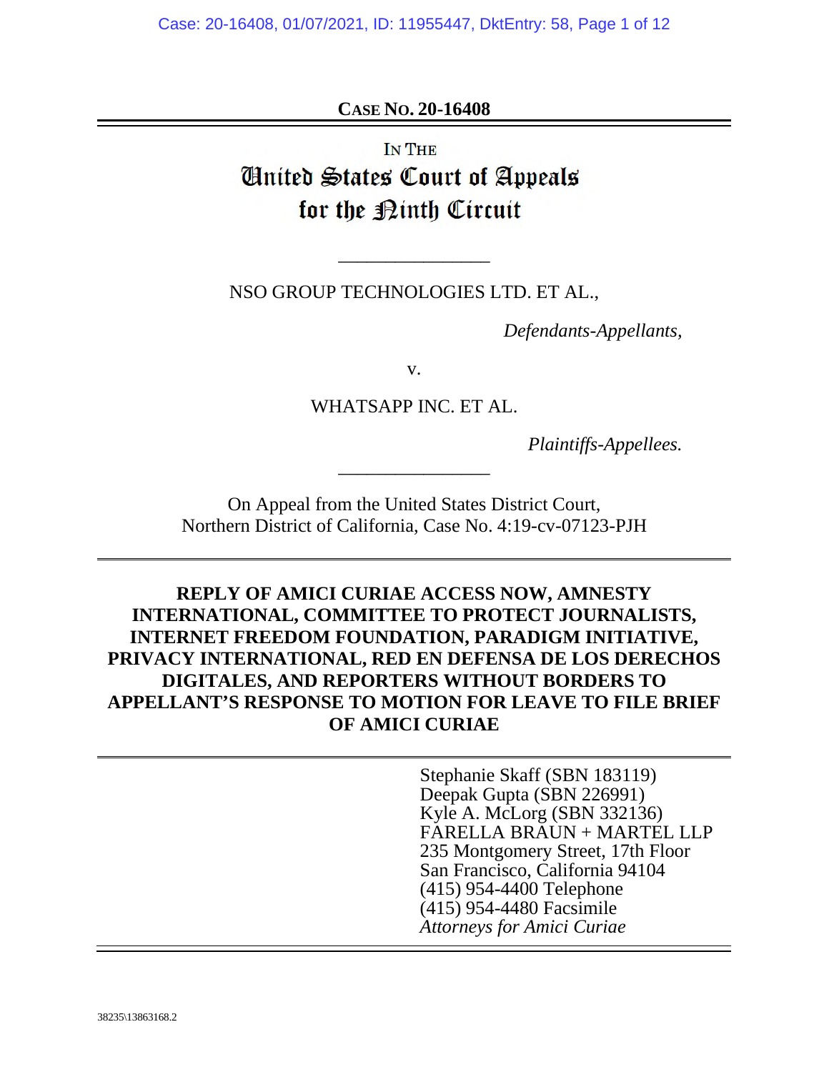**CASE NO. 20-16408**

IN THE
# United States Court of Appeals for the Ninth Circuit

NSO GROUP TECHNOLOGIES LTD. ET AL.,

*Defendants-Appellants,*

v.

WHATSAPP INC. ET AL.

*Plaintiffs-Appellees.*

On Appeal from the United States District Court,
Northern District of California, Case No. 4:19-cv-07123-PJH

## REPLY OF AMICI CURIAE ACCESS NOW, AMNESTY INTERNATIONAL, COMMITTEE TO PROTECT JOURNALISTS, INTERNET FREEDOM FOUNDATION, PARADIGM INITIATIVE, PRIVACY INTERNATIONAL, RED EN DEFENSA DE LOS DERECHOS DIGITALES, AND REPORTERS WITHOUT BORDERS TO APPELLANT'S RESPONSE TO MOTION FOR LEAVE TO FILE BRIEF OF AMICI CURIAE

Stephanie Skaff (SBN 183119)
Deepak Gupta (SBN 226991)
Kyle A. McLorg (SBN 332136)
FARELLA BRAUN + MARTEL LLP
235 Montgomery Street, 17th Floor
San Francisco, California 94104
(415) 954-4400 Telephone
(415) 954-4480 Facsimile
*Attorneys for Amici Curiae*

38235\13863168.2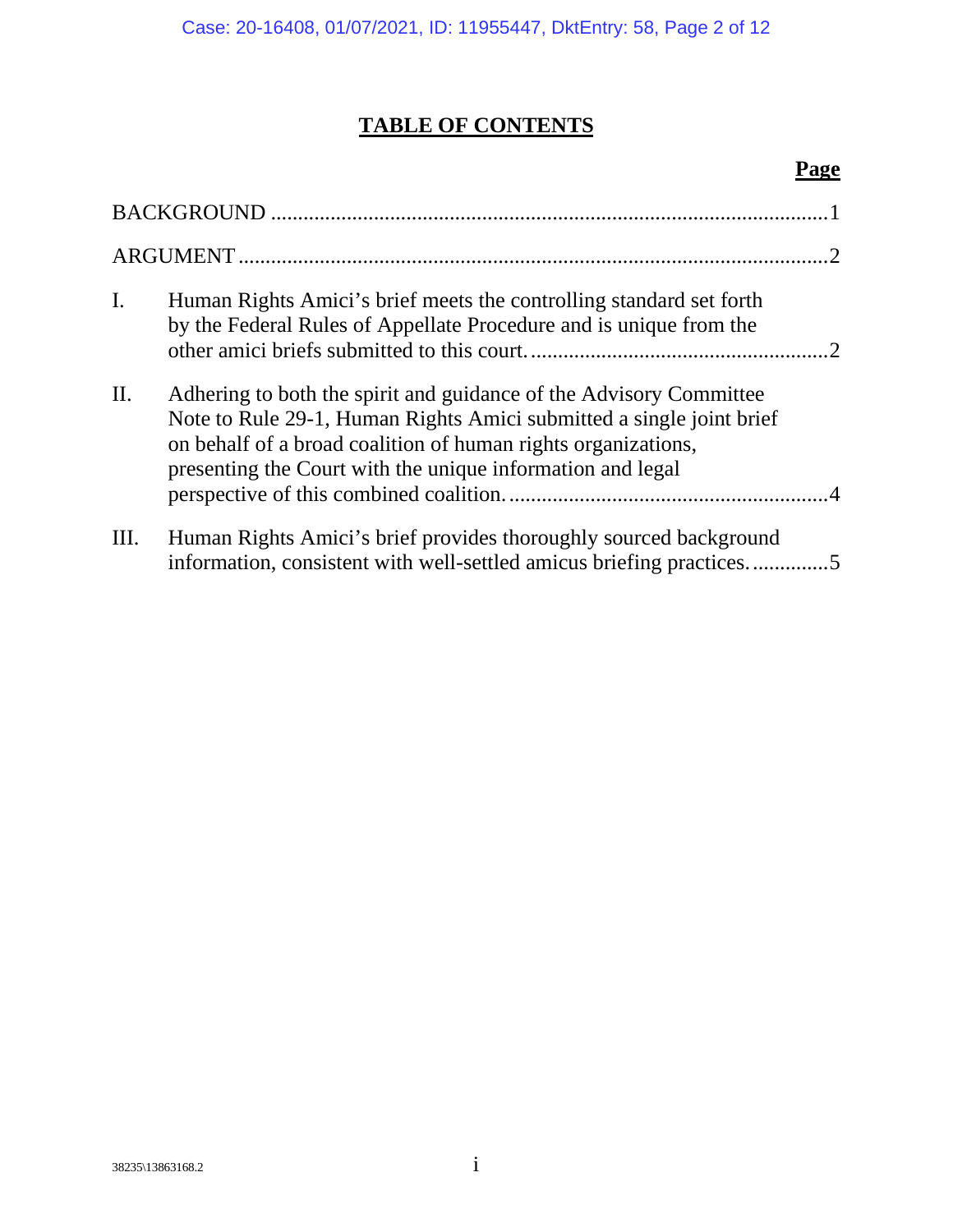# TABLE OF CONTENTS

| | | Page |
|---|---|---|
| BACKGROUND | | 1 |
| ARGUMENT | | 2 |
| I. | Human Rights Amici's brief meets the controlling standard set forth by the Federal Rules of Appellate Procedure and is unique from the other amici briefs submitted to this court. | 2 |
| II. | Adhering to both the spirit and guidance of the Advisory Committee Note to Rule 29-1, Human Rights Amici submitted a single joint brief on behalf of a broad coalition of human rights organizations, presenting the Court with the unique information and legal perspective of this combined coalition. | 4 |
| III. | Human Rights Amici's brief provides thoroughly sourced background information, consistent with well-settled amicus briefing practices. | 5 |

38235\13863168.2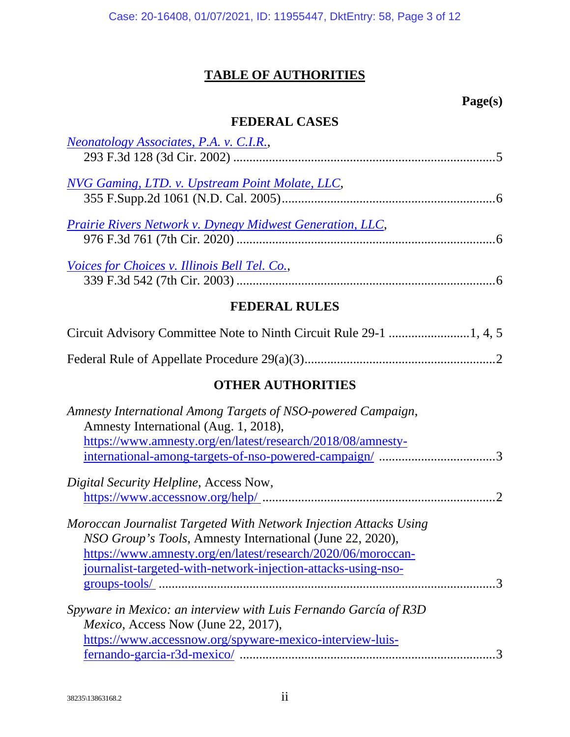# TABLE OF AUTHORITIES

**Page(s)**

## FEDERAL CASES

*Neonatology Associates, P.A. v. C.I.R.*,
293 F.3d 128 (3d Cir. 2002) ....................................................................5

*NVG Gaming, LTD. v. Upstream Point Molate, LLC*,
355 F.Supp.2d 1061 (N.D. Cal. 2005)......................................................6

*Prairie Rivers Network v. Dynegy Midwest Generation, LLC*,
976 F.3d 761 (7th Cir. 2020) ....................................................................6

*Voices for Choices v. Illinois Bell Tel. Co.*,
339 F.3d 542 (7th Cir. 2003) ....................................................................6

## FEDERAL RULES

Circuit Advisory Committee Note to Ninth Circuit Rule 29-1 .........................1, 4, 5

Federal Rule of Appellate Procedure 29(a)(3)..........................................................2

## OTHER AUTHORITIES

*Amnesty International Among Targets of NSO-powered Campaign*, Amnesty International (Aug. 1, 2018), https://www.amnesty.org/en/latest/research/2018/08/amnesty-international-among-targets-of-nso-powered-campaign/ ...................................3

*Digital Security Helpline*, Access Now, https://www.accessnow.org/help/ ......................................................................2

*Moroccan Journalist Targeted With Network Injection Attacks Using NSO Group's Tools*, Amnesty International (June 22, 2020), https://www.amnesty.org/en/latest/research/2020/06/moroccan-journalist-targeted-with-network-injection-attacks-using-nso-groups-tools/ .......................................................................................3

*Spyware in Mexico: an interview with Luis Fernando García of R3D Mexico*, Access Now (June 22, 2017), https://www.accessnow.org/spyware-mexico-interview-luis-fernando-garcia-r3d-mexico/ ............................................................................3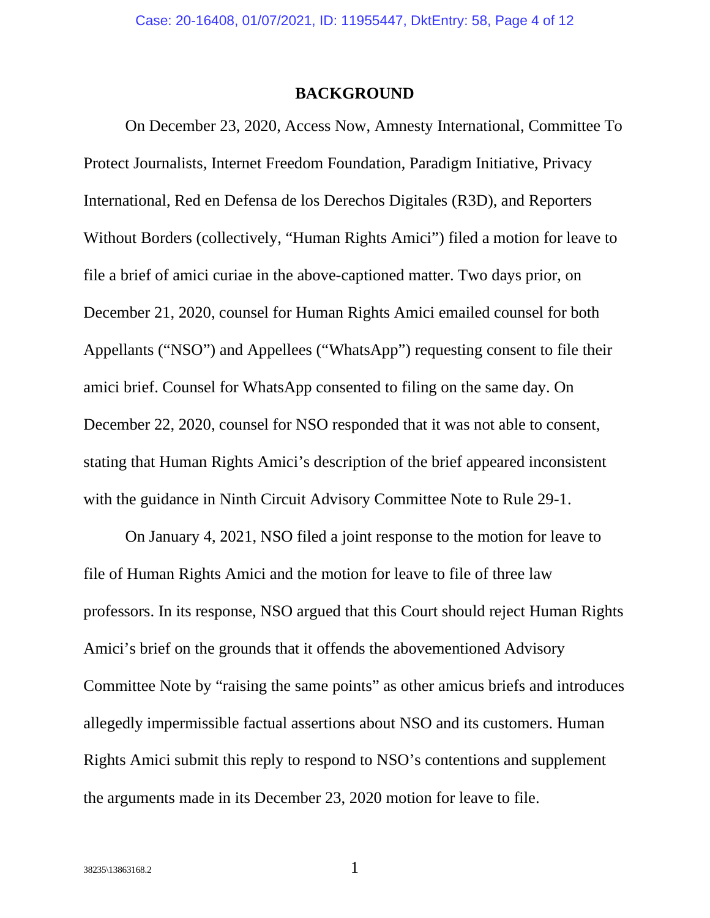## BACKGROUND

On December 23, 2020, Access Now, Amnesty International, Committee To Protect Journalists, Internet Freedom Foundation, Paradigm Initiative, Privacy International, Red en Defensa de los Derechos Digitales (R3D), and Reporters Without Borders (collectively, "Human Rights Amici") filed a motion for leave to file a brief of amici curiae in the above-captioned matter. Two days prior, on December 21, 2020, counsel for Human Rights Amici emailed counsel for both Appellants ("NSO") and Appellees ("WhatsApp") requesting consent to file their amici brief. Counsel for WhatsApp consented to filing on the same day. On December 22, 2020, counsel for NSO responded that it was not able to consent, stating that Human Rights Amici's description of the brief appeared inconsistent with the guidance in Ninth Circuit Advisory Committee Note to Rule 29-1.

On January 4, 2021, NSO filed a joint response to the motion for leave to file of Human Rights Amici and the motion for leave to file of three law professors. In its response, NSO argued that this Court should reject Human Rights Amici's brief on the grounds that it offends the abovementioned Advisory Committee Note by "raising the same points" as other amicus briefs and introduces allegedly impermissible factual assertions about NSO and its customers. Human Rights Amici submit this reply to respond to NSO's contentions and supplement the arguments made in its December 23, 2020 motion for leave to file.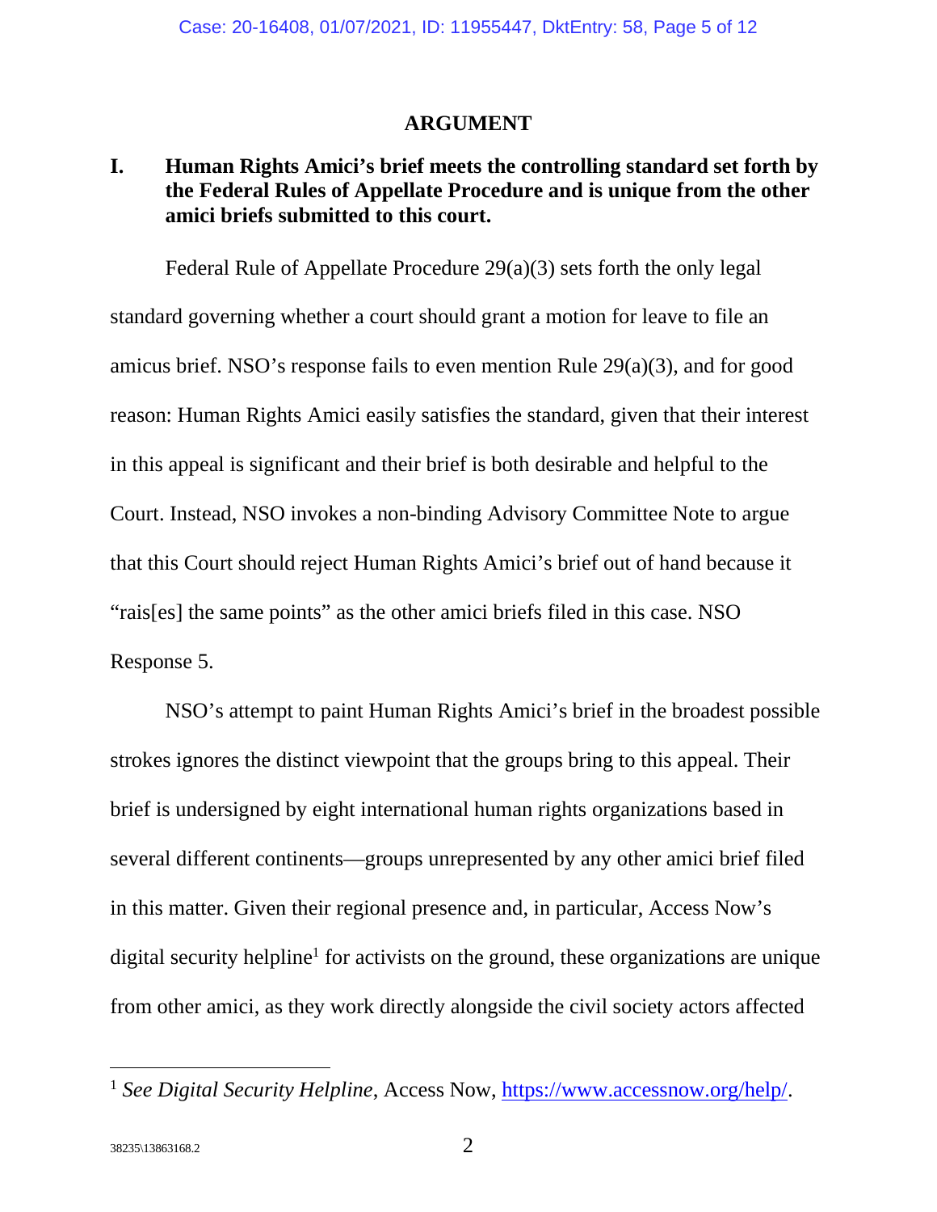## ARGUMENT

### I. Human Rights Amici's brief meets the controlling standard set forth by the Federal Rules of Appellate Procedure and is unique from the other amici briefs submitted to this court.

Federal Rule of Appellate Procedure 29(a)(3) sets forth the only legal standard governing whether a court should grant a motion for leave to file an amicus brief. NSO's response fails to even mention Rule 29(a)(3), and for good reason: Human Rights Amici easily satisfies the standard, given that their interest in this appeal is significant and their brief is both desirable and helpful to the Court. Instead, NSO invokes a non-binding Advisory Committee Note to argue that this Court should reject Human Rights Amici's brief out of hand because it "rais[es] the same points" as the other amici briefs filed in this case. NSO Response 5.

NSO's attempt to paint Human Rights Amici's brief in the broadest possible strokes ignores the distinct viewpoint that the groups bring to this appeal. Their brief is undersigned by eight international human rights organizations based in several different continents—groups unrepresented by any other amici brief filed in this matter. Given their regional presence and, in particular, Access Now's digital security helpline[1] for activists on the ground, these organizations are unique from other amici, as they work directly alongside the civil society actors affected

---

[1] *See Digital Security Helpline*, Access Now, https://www.accessnow.org/help/.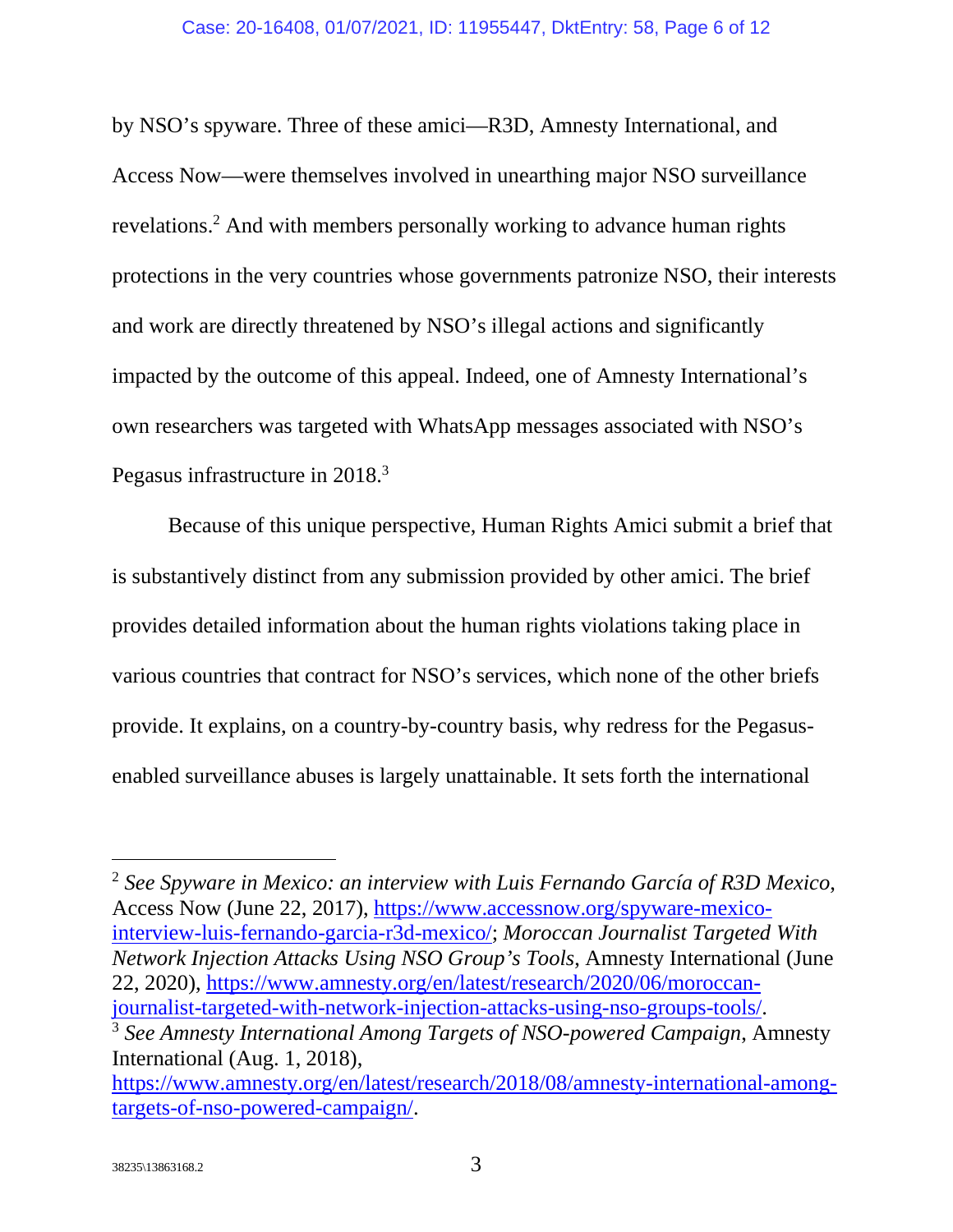by NSO's spyware. Three of these amici—R3D, Amnesty International, and Access Now—were themselves involved in unearthing major NSO surveillance revelations.[2] And with members personally working to advance human rights protections in the very countries whose governments patronize NSO, their interests and work are directly threatened by NSO's illegal actions and significantly impacted by the outcome of this appeal. Indeed, one of Amnesty International's own researchers was targeted with WhatsApp messages associated with NSO's Pegasus infrastructure in 2018.[3]

Because of this unique perspective, Human Rights Amici submit a brief that is substantively distinct from any submission provided by other amici. The brief provides detailed information about the human rights violations taking place in various countries that contract for NSO's services, which none of the other briefs provide. It explains, on a country-by-country basis, why redress for the Pegasus-enabled surveillance abuses is largely unattainable. It sets forth the international

---

[2] *See Spyware in Mexico: an interview with Luis Fernando García of R3D Mexico*, Access Now (June 22, 2017), https://www.accessnow.org/spyware-mexico-interview-luis-fernando-garcia-r3d-mexico/; *Moroccan Journalist Targeted With Network Injection Attacks Using NSO Group's Tools*, Amnesty International (June 22, 2020), https://www.amnesty.org/en/latest/research/2020/06/moroccan-journalist-targeted-with-network-injection-attacks-using-nso-groups-tools/.

[3] *See Amnesty International Among Targets of NSO-powered Campaign*, Amnesty International (Aug. 1, 2018), https://www.amnesty.org/en/latest/research/2018/08/amnesty-international-among-targets-of-nso-powered-campaign/.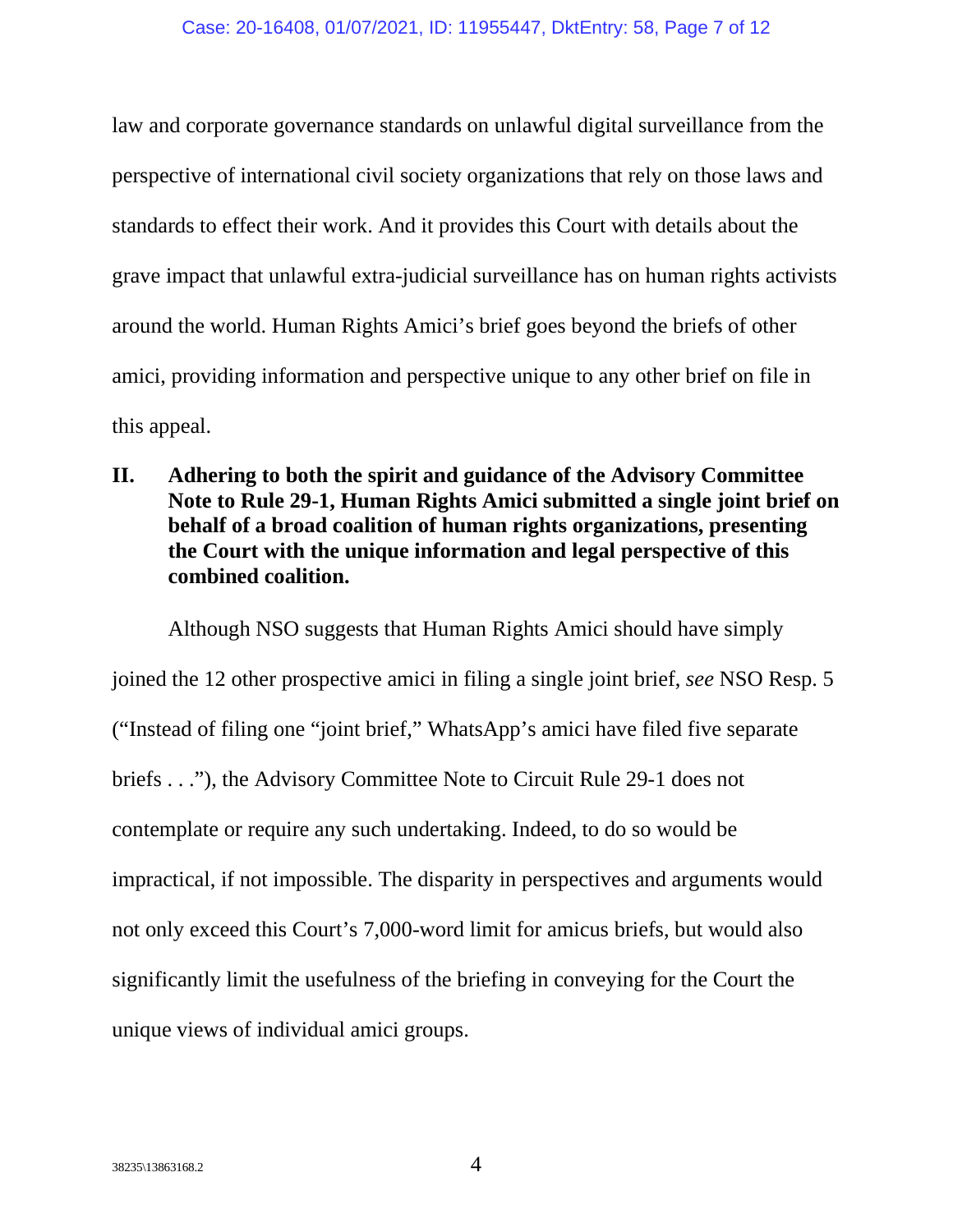law and corporate governance standards on unlawful digital surveillance from the perspective of international civil society organizations that rely on those laws and standards to effect their work. And it provides this Court with details about the grave impact that unlawful extra-judicial surveillance has on human rights activists around the world. Human Rights Amici's brief goes beyond the briefs of other amici, providing information and perspective unique to any other brief on file in this appeal.

## II. Adhering to both the spirit and guidance of the Advisory Committee Note to Rule 29-1, Human Rights Amici submitted a single joint brief on behalf of a broad coalition of human rights organizations, presenting the Court with the unique information and legal perspective of this combined coalition.

Although NSO suggests that Human Rights Amici should have simply joined the 12 other prospective amici in filing a single joint brief, *see* NSO Resp. 5 ("Instead of filing one "joint brief," WhatsApp's amici have filed five separate briefs . . ."), the Advisory Committee Note to Circuit Rule 29-1 does not contemplate or require any such undertaking. Indeed, to do so would be impractical, if not impossible. The disparity in perspectives and arguments would not only exceed this Court's 7,000-word limit for amicus briefs, but would also significantly limit the usefulness of the briefing in conveying for the Court the unique views of individual amici groups.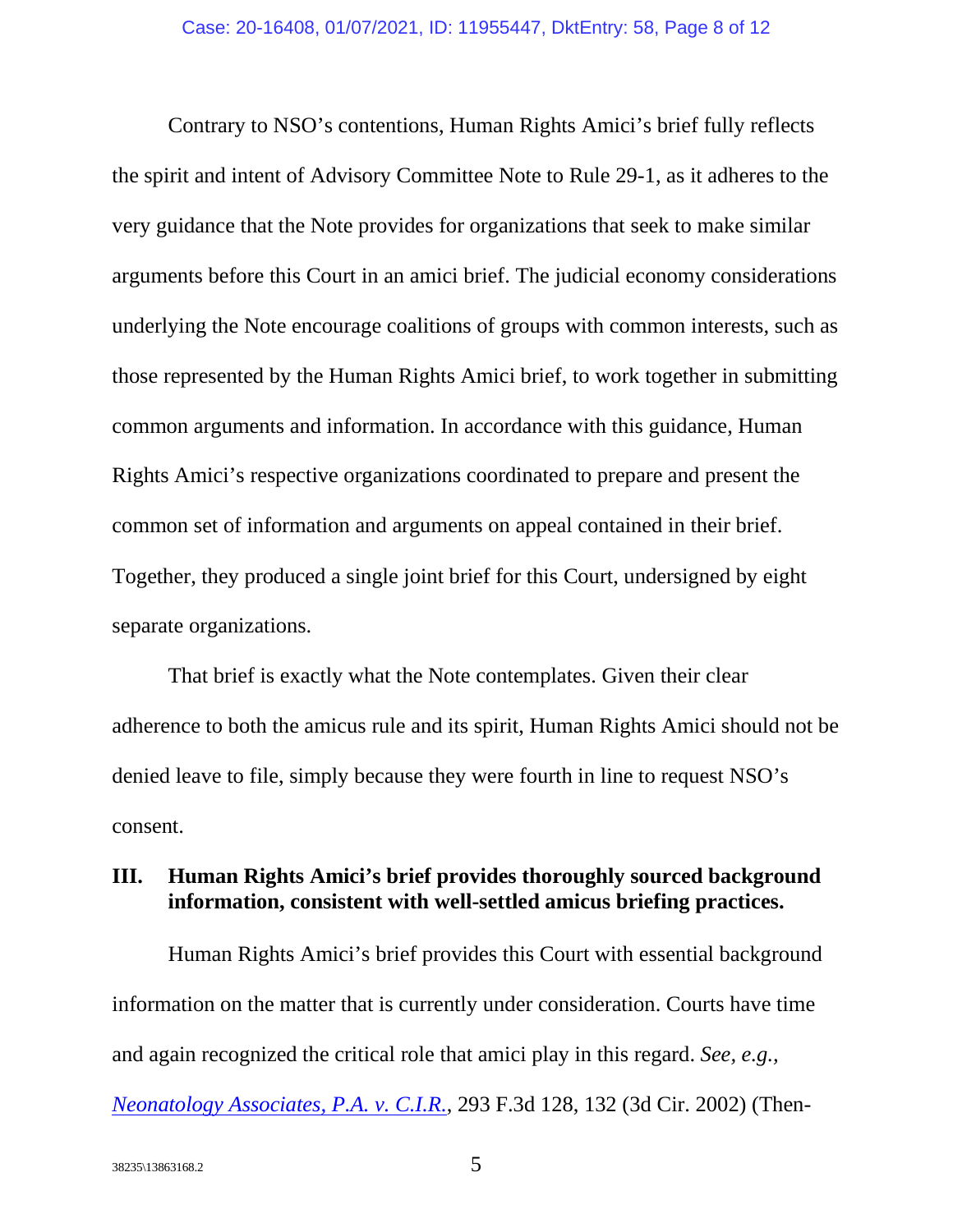Contrary to NSO's contentions, Human Rights Amici's brief fully reflects the spirit and intent of Advisory Committee Note to Rule 29-1, as it adheres to the very guidance that the Note provides for organizations that seek to make similar arguments before this Court in an amici brief. The judicial economy considerations underlying the Note encourage coalitions of groups with common interests, such as those represented by the Human Rights Amici brief, to work together in submitting common arguments and information. In accordance with this guidance, Human Rights Amici's respective organizations coordinated to prepare and present the common set of information and arguments on appeal contained in their brief. Together, they produced a single joint brief for this Court, undersigned by eight separate organizations.

That brief is exactly what the Note contemplates. Given their clear adherence to both the amicus rule and its spirit, Human Rights Amici should not be denied leave to file, simply because they were fourth in line to request NSO's consent.

### III. Human Rights Amici's brief provides thoroughly sourced background information, consistent with well-settled amicus briefing practices.

Human Rights Amici's brief provides this Court with essential background information on the matter that is currently under consideration. Courts have time and again recognized the critical role that amici play in this regard. *See, e.g., Neonatology Associates, P.A. v. C.I.R.*, 293 F.3d 128, 132 (3d Cir. 2002) (Then-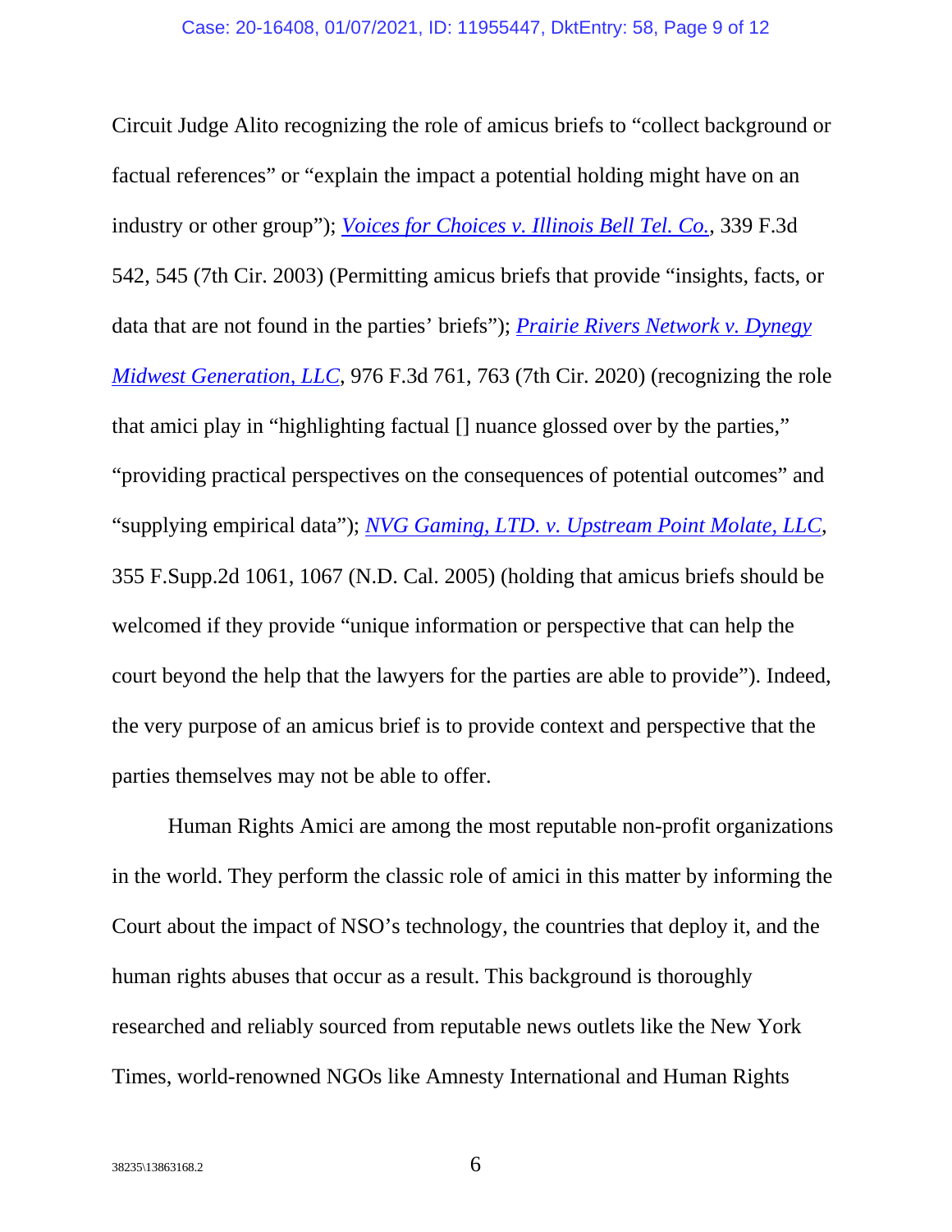Circuit Judge Alito recognizing the role of amicus briefs to "collect background or factual references" or "explain the impact a potential holding might have on an industry or other group"); *Voices for Choices v. Illinois Bell Tel. Co.*, 339 F.3d 542, 545 (7th Cir. 2003) (Permitting amicus briefs that provide "insights, facts, or data that are not found in the parties' briefs"); *Prairie Rivers Network v. Dynegy Midwest Generation, LLC*, 976 F.3d 761, 763 (7th Cir. 2020) (recognizing the role that amici play in "highlighting factual [] nuance glossed over by the parties," "providing practical perspectives on the consequences of potential outcomes" and "supplying empirical data"); *NVG Gaming, LTD. v. Upstream Point Molate, LLC*, 355 F.Supp.2d 1061, 1067 (N.D. Cal. 2005) (holding that amicus briefs should be welcomed if they provide "unique information or perspective that can help the court beyond the help that the lawyers for the parties are able to provide"). Indeed, the very purpose of an amicus brief is to provide context and perspective that the parties themselves may not be able to offer.

Human Rights Amici are among the most reputable non-profit organizations in the world. They perform the classic role of amici in this matter by informing the Court about the impact of NSO's technology, the countries that deploy it, and the human rights abuses that occur as a result. This background is thoroughly researched and reliably sourced from reputable news outlets like the New York Times, world-renowned NGOs like Amnesty International and Human Rights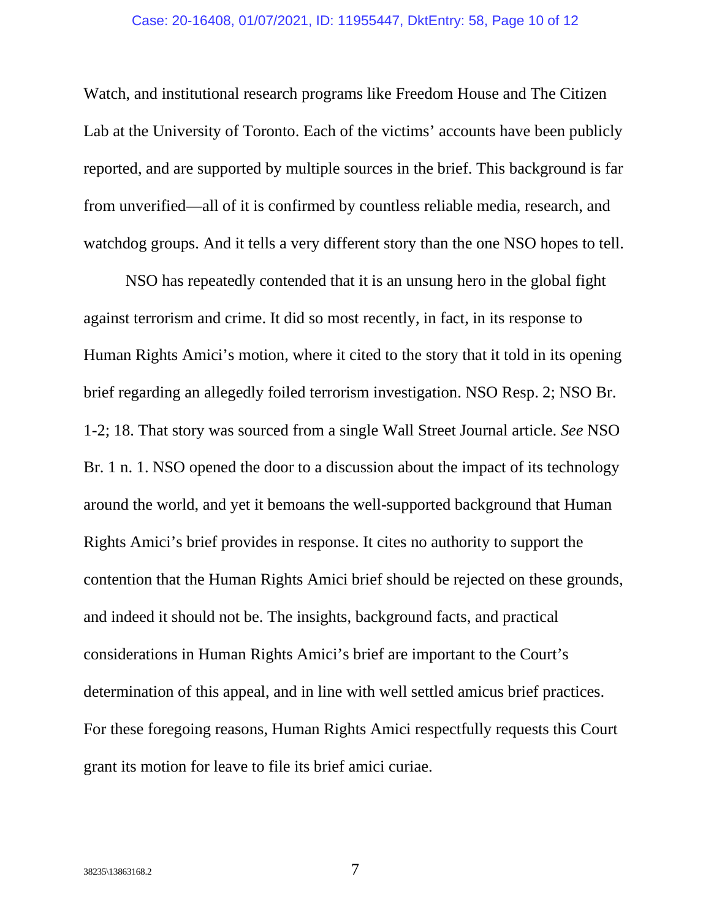Watch, and institutional research programs like Freedom House and The Citizen Lab at the University of Toronto. Each of the victims' accounts have been publicly reported, and are supported by multiple sources in the brief. This background is far from unverified—all of it is confirmed by countless reliable media, research, and watchdog groups. And it tells a very different story than the one NSO hopes to tell.

NSO has repeatedly contended that it is an unsung hero in the global fight against terrorism and crime. It did so most recently, in fact, in its response to Human Rights Amici's motion, where it cited to the story that it told in its opening brief regarding an allegedly foiled terrorism investigation. NSO Resp. 2; NSO Br. 1-2; 18. That story was sourced from a single Wall Street Journal article. *See* NSO Br. 1 n. 1. NSO opened the door to a discussion about the impact of its technology around the world, and yet it bemoans the well-supported background that Human Rights Amici's brief provides in response. It cites no authority to support the contention that the Human Rights Amici brief should be rejected on these grounds, and indeed it should not be. The insights, background facts, and practical considerations in Human Rights Amici's brief are important to the Court's determination of this appeal, and in line with well settled amicus brief practices. For these foregoing reasons, Human Rights Amici respectfully requests this Court grant its motion for leave to file its brief amici curiae.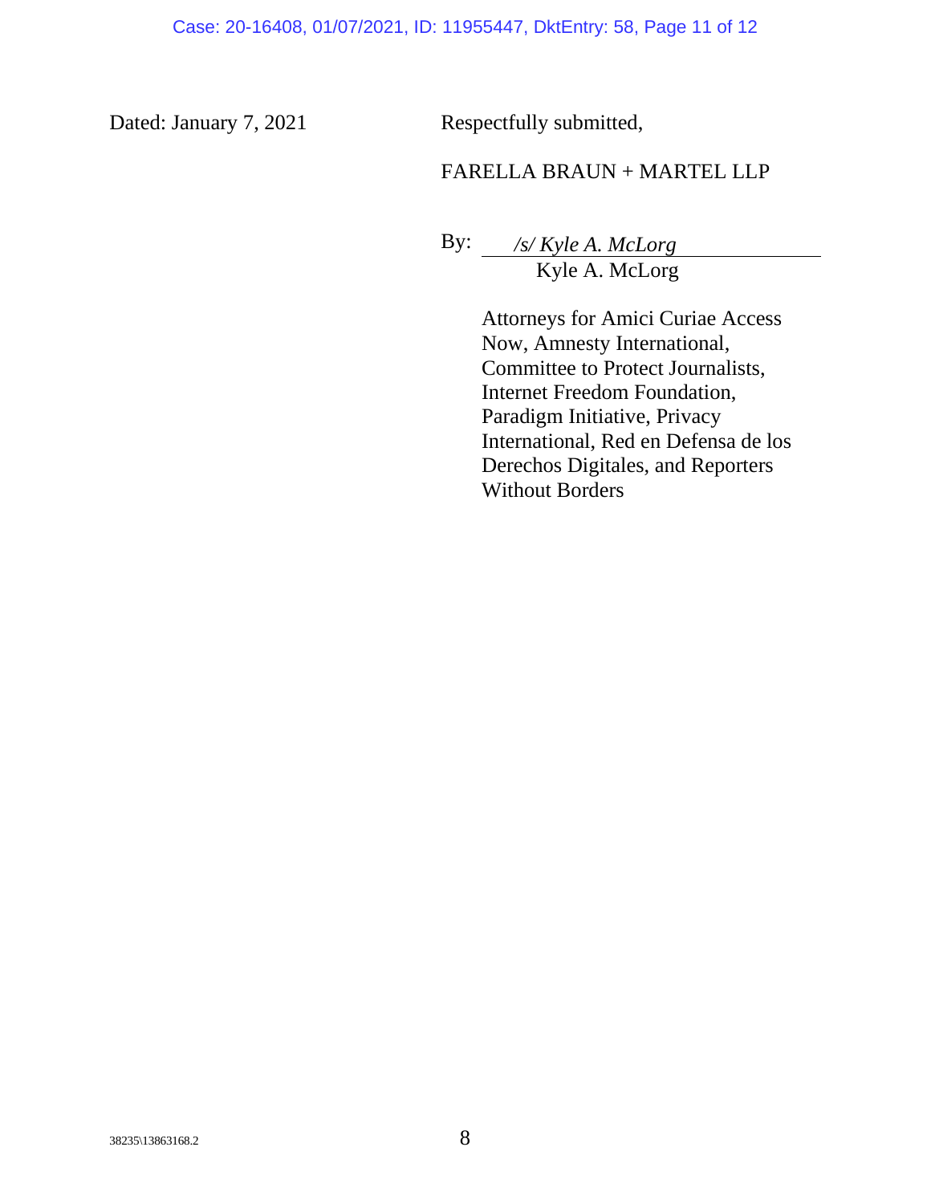Dated: January 7, 2021

Respectfully submitted,

FARELLA BRAUN + MARTEL LLP

By: */s/ Kyle A. McLorg*
Kyle A. McLorg

Attorneys for Amici Curiae Access Now, Amnesty International, Committee to Protect Journalists, Internet Freedom Foundation, Paradigm Initiative, Privacy International, Red en Defensa de los Derechos Digitales, and Reporters Without Borders

38235\13863168.2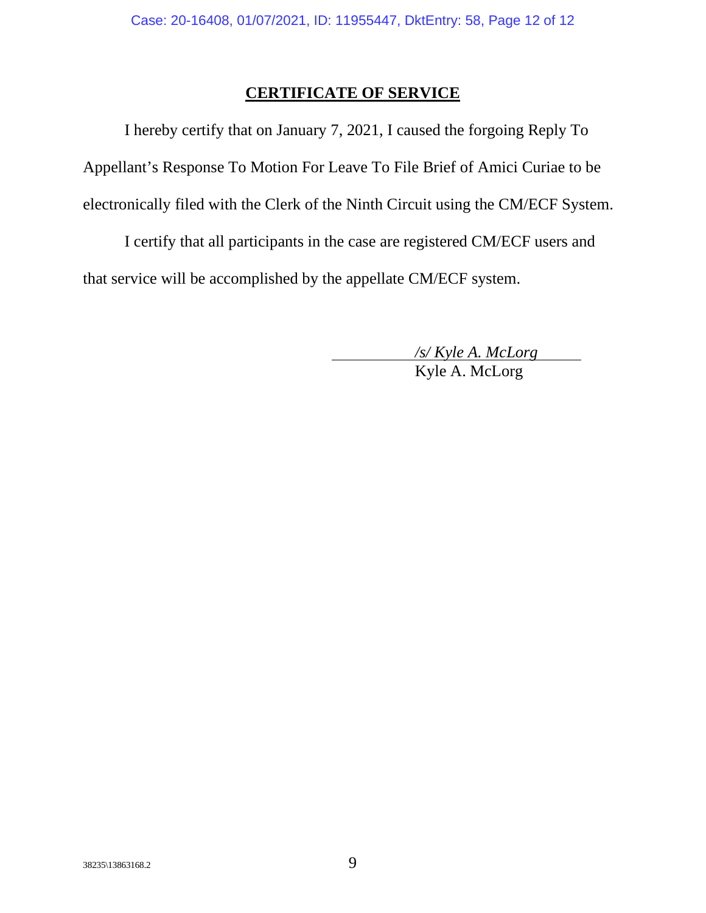## CERTIFICATE OF SERVICE

I hereby certify that on January 7, 2021, I caused the forgoing Reply To Appellant's Response To Motion For Leave To File Brief of Amici Curiae to be electronically filed with the Clerk of the Ninth Circuit using the CM/ECF System.

I certify that all participants in the case are registered CM/ECF users and that service will be accomplished by the appellate CM/ECF system.

*/s/ Kyle A. McLorg*
Kyle A. McLorg

38235\13863168.2